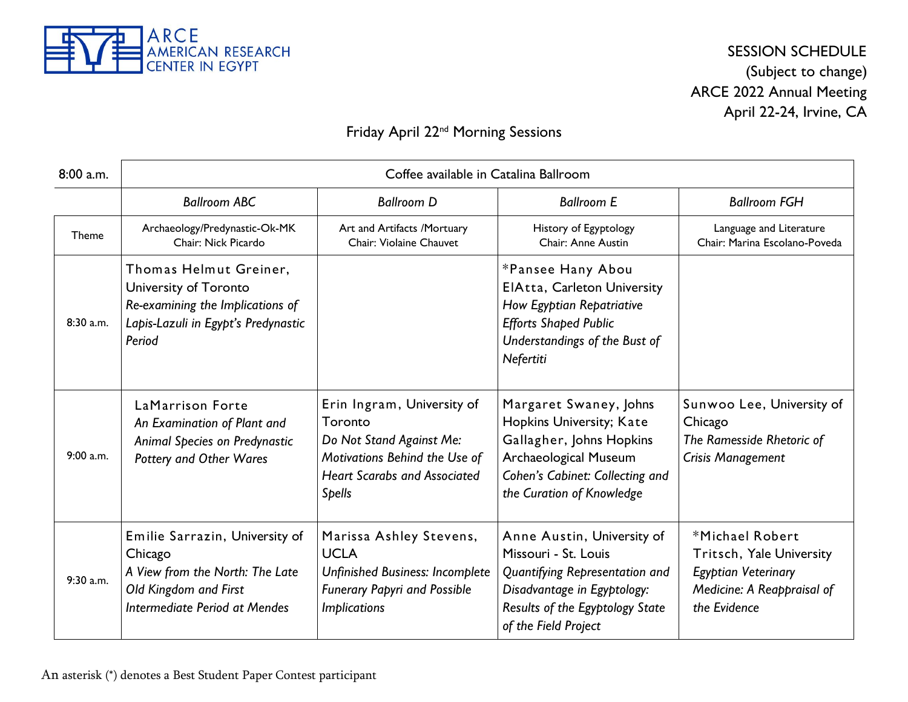ARCE
AMERICAN RESEARCH
CENTER IN EGYPT

SESSION SCHEDULE
(Subject to change)
ARCE 2022 Annual Meeting
April 22-24, Irvine, CA

## Friday April 22nd Morning Sessions

| 8:00 a.m. | Coffee available in Catalina Ballroom | | | |
|---|---|---|---|---|
| | *Ballroom ABC* | *Ballroom D* | *Ballroom E* | *Ballroom FGH* |
| Theme | Archaeology/Predynastic-Ok-MK<br>Chair: Nick Picardo | Art and Artifacts /Mortuary<br>Chair: Violaine Chauvet | History of Egyptology<br>Chair: Anne Austin | Language and Literature<br>Chair: Marina Escolano-Poveda |
| 8:30 a.m. | Thomas Helmut Greiner, University of Toronto<br>*Re-examining the Implications of Lapis-Lazuli in Egypt's Predynastic Period* | | *Pansee Hany Abou ElAtta, Carleton University<br>*How Egyptian Repatriative Efforts Shaped Public Understandings of the Bust of Nefertiti* | |
| 9:00 a.m. | LaMarrison Forte<br>*An Examination of Plant and Animal Species on Predynastic Pottery and Other Wares* | Erin Ingram, University of Toronto<br>*Do Not Stand Against Me: Motivations Behind the Use of Heart Scarabs and Associated Spells* | Margaret Swaney, Johns Hopkins University; Kate Gallagher, Johns Hopkins Archaeological Museum<br>*Cohen's Cabinet: Collecting and the Curation of Knowledge* | Sunwoo Lee, University of Chicago<br>*The Ramesside Rhetoric of Crisis Management* |
| 9:30 a.m. | Emilie Sarrazin, University of Chicago<br>*A View from the North: The Late Old Kingdom and First Intermediate Period at Mendes* | Marissa Ashley Stevens, UCLA<br>*Unfinished Business: Incomplete Funerary Papyri and Possible Implications* | Anne Austin, University of Missouri - St. Louis<br>*Quantifying Representation and Disadvantage in Egyptology: Results of the Egyptology State of the Field Project* | *Michael Robert Tritsch, Yale University<br>*Egyptian Veterinary Medicine: A Reappraisal of the Evidence* |

An asterisk (*) denotes a Best Student Paper Contest participant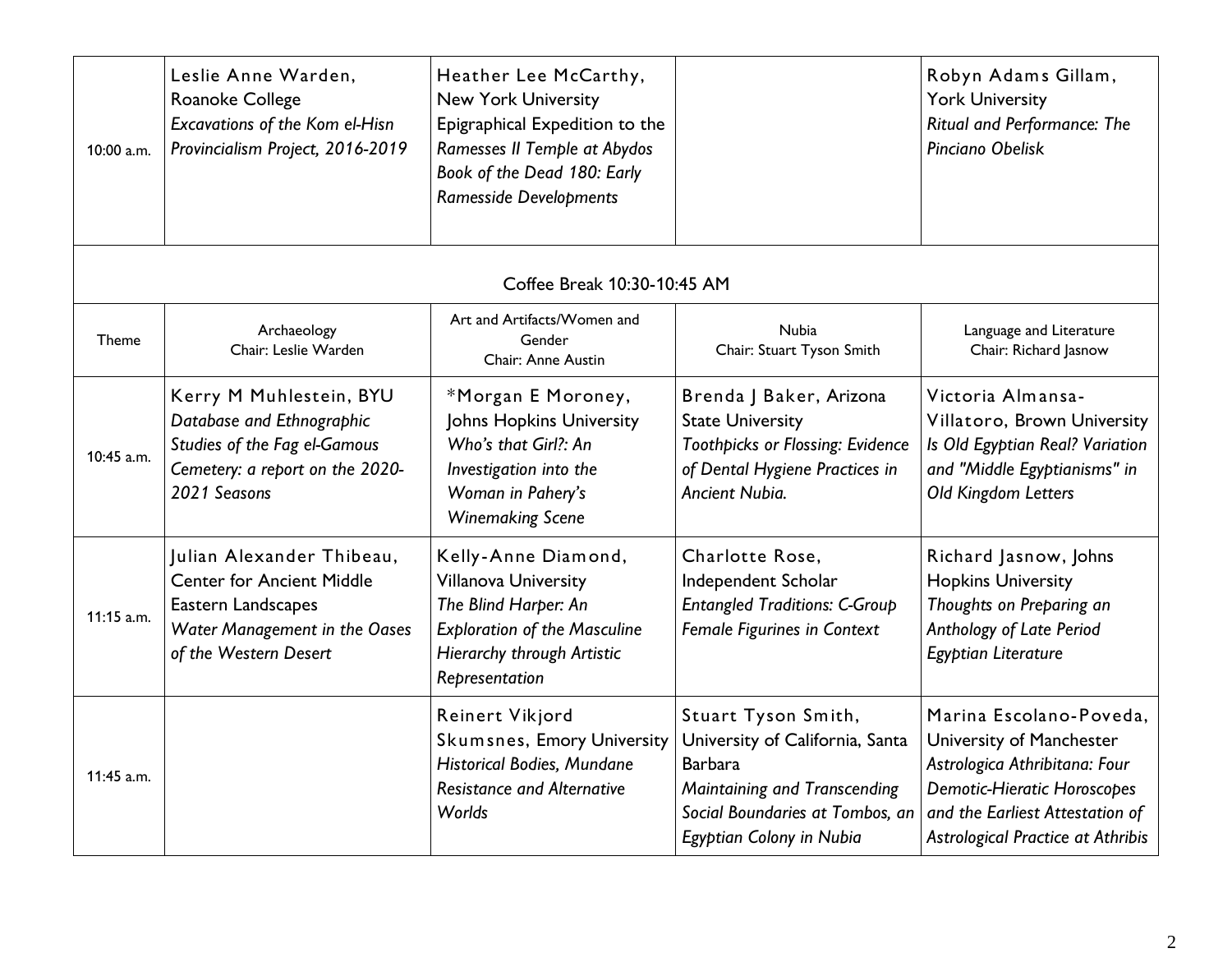| | | | | |
|---|---|---|---|---|
| 10:00 a.m. | Leslie Anne Warden, Roanoke College *Excavations of the Kom el-Hisn Provincialism Project, 2016-2019* | Heather Lee McCarthy, New York University Epigraphical Expedition to the *Ramesses II Temple at Abydos Book of the Dead 180: Early Ramesside Developments* | | Robyn Adams Gillam, York University *Ritual and Performance: The Pinciano Obelisk* |
| Coffee Break 10:30-10:45 AM | | | | |
| Theme | Archaeology Chair: Leslie Warden | Art and Artifacts/Women and Gender Chair: Anne Austin | Nubia Chair: Stuart Tyson Smith | Language and Literature Chair: Richard Jasnow |
| 10:45 a.m. | Kerry M Muhlestein, BYU *Database and Ethnographic Studies of the Fag el-Gamous Cemetery: a report on the 2020-2021 Seasons* | *Morgan E Moroney, Johns Hopkins University *Who's that Girl?: An Investigation into the Woman in Pahery's Winemaking Scene* | Brenda J Baker, Arizona State University *Toothpicks or Flossing: Evidence of Dental Hygiene Practices in Ancient Nubia.* | Victoria Almansa-Villatoro, Brown University *Is Old Egyptian Real? Variation and "Middle Egyptianisms" in Old Kingdom Letters* |
| 11:15 a.m. | Julian Alexander Thibeau, Center for Ancient Middle Eastern Landscapes *Water Management in the Oases of the Western Desert* | Kelly-Anne Diamond, Villanova University *The Blind Harper: An Exploration of the Masculine Hierarchy through Artistic Representation* | Charlotte Rose, Independent Scholar *Entangled Traditions: C-Group Female Figurines in Context* | Richard Jasnow, Johns Hopkins University *Thoughts on Preparing an Anthology of Late Period Egyptian Literature* |
| 11:45 a.m. | | Reinert Vikjord Skumsnes, Emory University *Historical Bodies, Mundane Resistance and Alternative Worlds* | Stuart Tyson Smith, University of California, Santa Barbara *Maintaining and Transcending Social Boundaries at Tombos, an Egyptian Colony in Nubia* | Marina Escolano-Poveda, University of Manchester *Astrologica Athribitana: Four Demotic-Hieratic Horoscopes and the Earliest Attestation of Astrological Practice at Athribis* |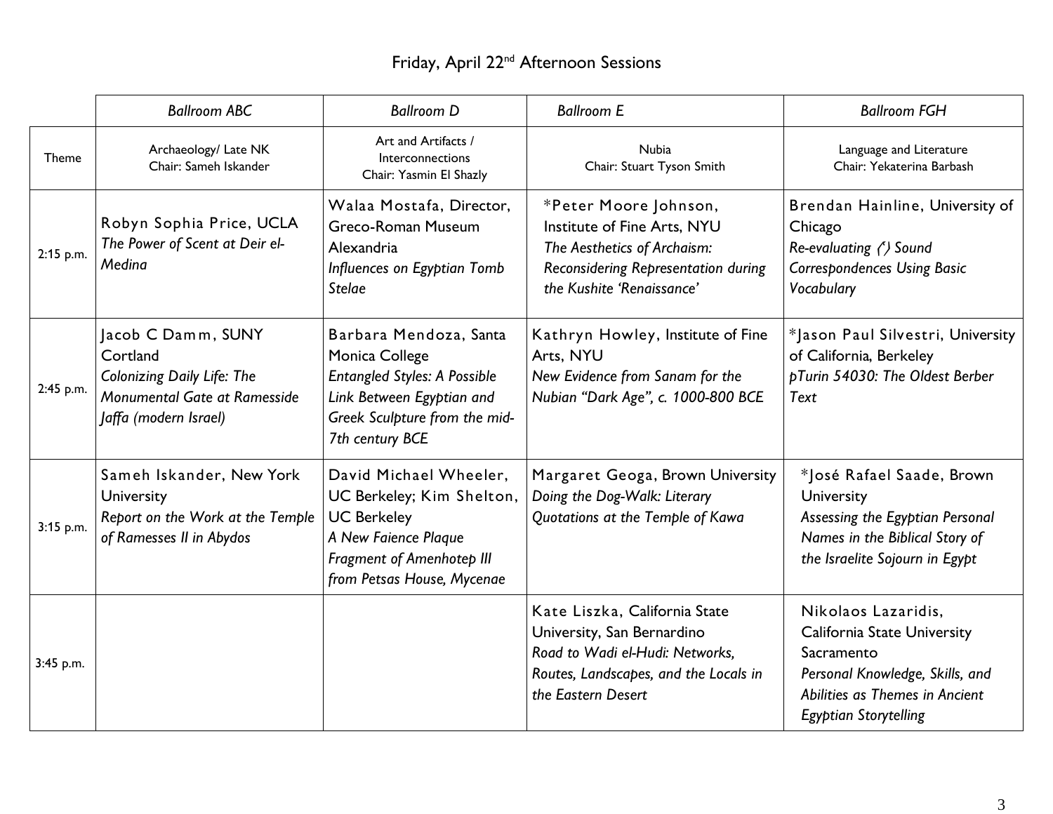## Friday, April 22nd Afternoon Sessions

| | *Ballroom ABC* | *Ballroom D* | *Ballroom E* | *Ballroom FGH* |
|---|---|---|---|---|
| Theme | Archaeology/ Late NK<br>Chair: Sameh Iskander | Art and Artifacts / Interconnections<br>Chair: Yasmin El Shazly | Nubia<br>Chair: Stuart Tyson Smith | Language and Literature<br>Chair: Yekaterina Barbash |
| 2:15 p.m. | Robyn Sophia Price, UCLA<br>*The Power of Scent at Deir el-Medina* | Walaa Mostafa, Director, Greco-Roman Museum Alexandria<br>*Influences on Egyptian Tomb Stelae* | *Peter Moore Johnson, Institute of Fine Arts, NYU<br>*The Aesthetics of Archaism: Reconsidering Representation during the Kushite 'Renaissance'* | Brendan Hainline, University of Chicago<br>*Re-evaluating (ʿ) Sound Correspondences Using Basic Vocabulary* |
| 2:45 p.m. | Jacob C Damm, SUNY Cortland<br>*Colonizing Daily Life: The Monumental Gate at Ramesside Jaffa (modern Israel)* | Barbara Mendoza, Santa Monica College<br>*Entangled Styles: A Possible Link Between Egyptian and Greek Sculpture from the mid-7th century BCE* | Kathryn Howley, Institute of Fine Arts, NYU<br>*New Evidence from Sanam for the Nubian "Dark Age", c. 1000-800 BCE* | *Jason Paul Silvestri, University of California, Berkeley<br>*pTurin 54030: The Oldest Berber Text* |
| 3:15 p.m. | Sameh Iskander, New York University<br>*Report on the Work at the Temple of Ramesses II in Abydos* | David Michael Wheeler, UC Berkeley; Kim Shelton, UC Berkeley<br>*A New Faience Plaque Fragment of Amenhotep III from Petsas House, Mycenae* | Margaret Geoga, Brown University<br>*Doing the Dog-Walk: Literary Quotations at the Temple of Kawa* | *José Rafael Saade, Brown University<br>*Assessing the Egyptian Personal Names in the Biblical Story of the Israelite Sojourn in Egypt* |
| 3:45 p.m. | | | Kate Liszka, California State University, San Bernardino<br>*Road to Wadi el-Hudi: Networks, Routes, Landscapes, and the Locals in the Eastern Desert* | Nikolaos Lazaridis, California State University Sacramento<br>*Personal Knowledge, Skills, and Abilities as Themes in Ancient Egyptian Storytelling* |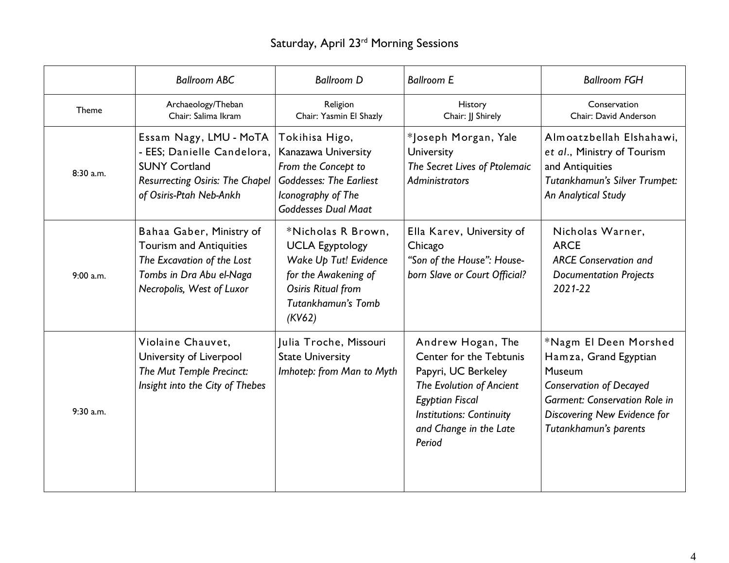# Saturday, April 23rd Morning Sessions

| | *Ballroom ABC* | *Ballroom D* | *Ballroom E* | *Ballroom FGH* |
|---|---|---|---|---|
| Theme | Archaeology/Theban<br>Chair: Salima Ikram | Religion<br>Chair: Yasmin El Shazly | History<br>Chair: JJ Shirely | Conservation<br>Chair: David Anderson |
| 8:30 a.m. | Essam Nagy, LMU - MoTA - EES; Danielle Candelora, SUNY Cortland<br>*Resurrecting Osiris: The Chapel of Osiris-Ptah Neb-Ankh* | Tokihisa Higo, Kanazawa University<br>*From the Concept to Goddesses: The Earliest Iconography of The Goddesses Dual Maat* | *Joseph Morgan, Yale University<br>*The Secret Lives of Ptolemaic Administrators* | Almoatzbellah Elshahawi, *et al*., Ministry of Tourism and Antiquities<br>*Tutankhamun's Silver Trumpet: An Analytical Study* |
| 9:00 a.m. | Bahaa Gaber, Ministry of Tourism and Antiquities<br>*The Excavation of the Lost Tombs in Dra Abu el-Naga Necropolis, West of Luxor* | *Nicholas R Brown, UCLA Egyptology<br>*Wake Up Tut! Evidence for the Awakening of Osiris Ritual from Tutankhamun's Tomb (KV62)* | Ella Karev, University of Chicago<br>*"Son of the House": House-born Slave or Court Official?* | Nicholas Warner, ARCE<br>*ARCE Conservation and Documentation Projects 2021-22* |
| 9:30 a.m. | Violaine Chauvet, University of Liverpool<br>*The Mut Temple Precinct: Insight into the City of Thebes* | Julia Troche, Missouri State University<br>*Imhotep: from Man to Myth* | Andrew Hogan, The Center for the Tebtunis Papyri, UC Berkeley<br>*The Evolution of Ancient Egyptian Fiscal Institutions: Continuity and Change in the Late Period* | *Nagm El Deen Morshed Hamza, Grand Egyptian Museum<br>*Conservation of Decayed Garment: Conservation Role in Discovering New Evidence for Tutankhamun's parents* |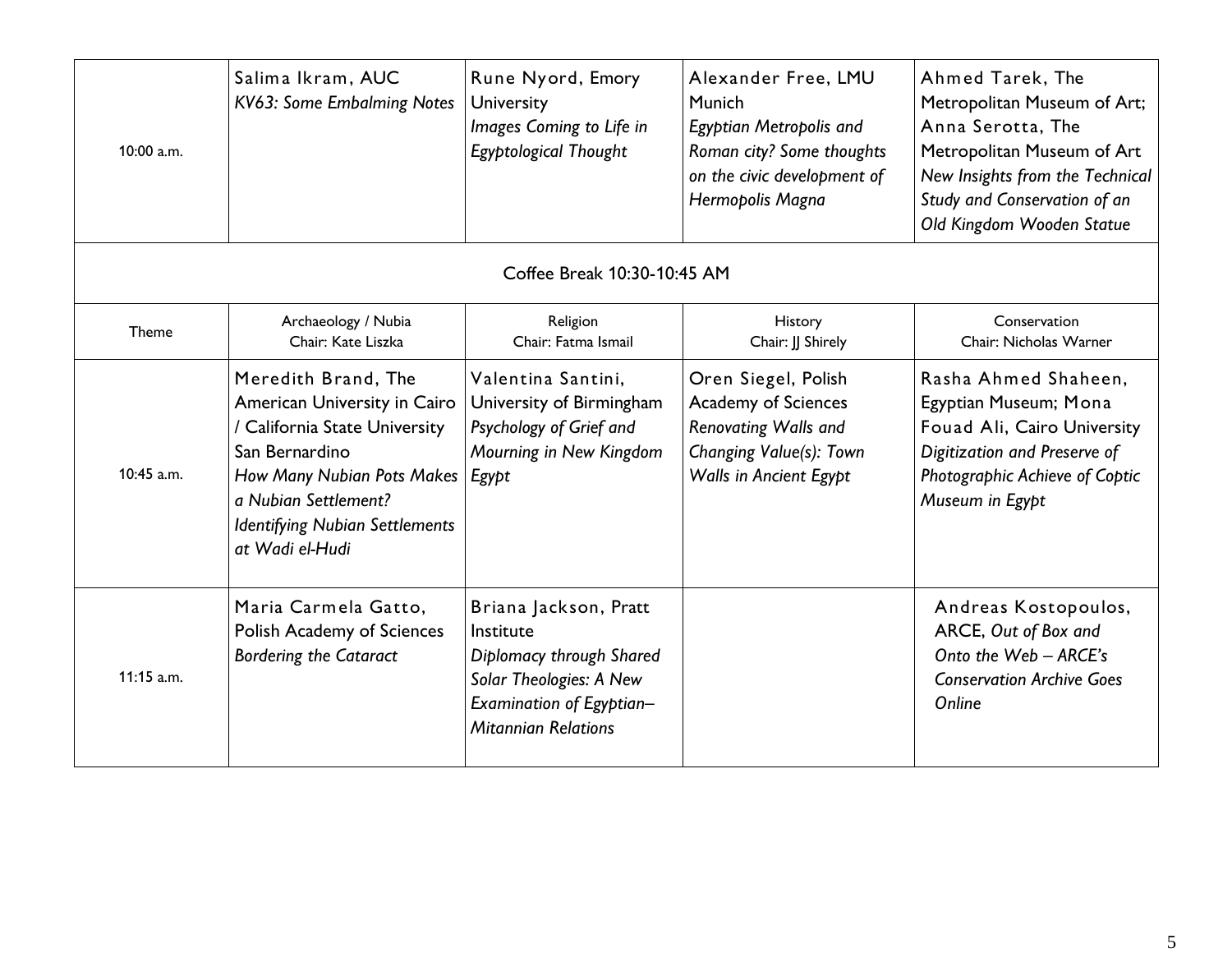| 10:00 a.m. | Salima Ikram, AUC *KV63: Some Embalming Notes* | Rune Nyord, Emory University *Images Coming to Life in Egyptological Thought* | Alexander Free, LMU Munich *Egyptian Metropolis and Roman city? Some thoughts on the civic development of Hermopolis Magna* | Ahmed Tarek, The Metropolitan Museum of Art; Anna Serotta, The Metropolitan Museum of Art *New Insights from the Technical Study and Conservation of an Old Kingdom Wooden Statue* |
|---|---|---|---|---|
| Coffee Break 10:30-10:45 AM | | | | |
| Theme | Archaeology / Nubia Chair: Kate Liszka | Religion Chair: Fatma Ismail | History Chair: JJ Shirely | Conservation Chair: Nicholas Warner |
| 10:45 a.m. | Meredith Brand, The American University in Cairo / California State University San Bernardino *How Many Nubian Pots Makes a Nubian Settlement? Identifying Nubian Settlements at Wadi el-Hudi* | Valentina Santini, University of Birmingham *Psychology of Grief and Mourning in New Kingdom Egypt* | Oren Siegel, Polish Academy of Sciences *Renovating Walls and Changing Value(s): Town Walls in Ancient Egypt* | Rasha Ahmed Shaheen, Egyptian Museum; Mona Fouad Ali, Cairo University *Digitization and Preserve of Photographic Achieve of Coptic Museum in Egypt* |
| 11:15 a.m. | Maria Carmela Gatto, Polish Academy of Sciences *Bordering the Cataract* | Briana Jackson, Pratt Institute *Diplomacy through Shared Solar Theologies: A New Examination of Egyptian–Mitannian Relations* | | Andreas Kostopoulos, ARCE, *Out of Box and Onto the Web – ARCE's Conservation Archive Goes Online* |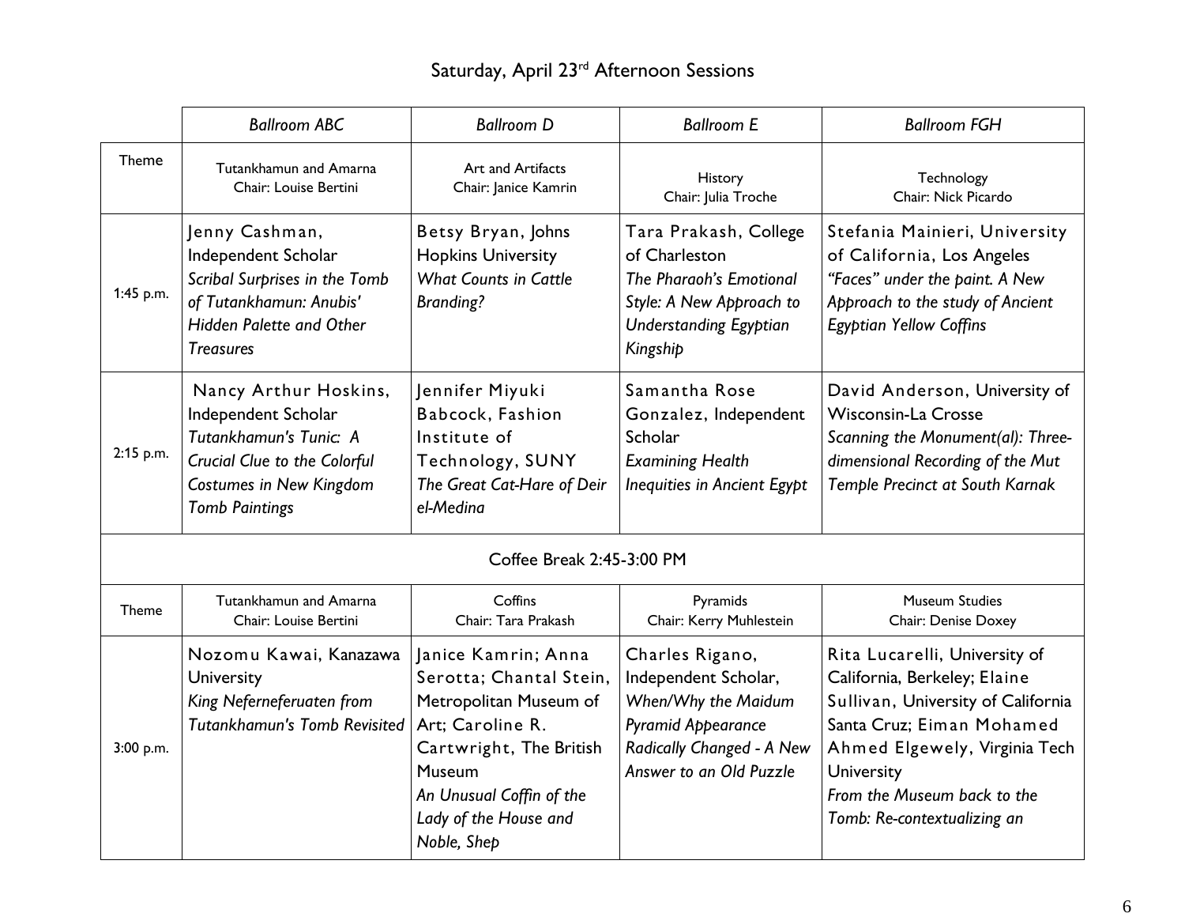# Saturday, April 23rd Afternoon Sessions

| | *Ballroom ABC* | *Ballroom D* | *Ballroom E* | *Ballroom FGH* |
|---|---|---|---|---|
| Theme | Tutankhamun and Amarna<br>Chair: Louise Bertini | Art and Artifacts<br>Chair: Janice Kamrin | History<br>Chair: Julia Troche | Technology<br>Chair: Nick Picardo |
| 1:45 p.m. | Jenny Cashman, Independent Scholar<br>*Scribal Surprises in the Tomb of Tutankhamun: Anubis' Hidden Palette and Other Treasures* | Betsy Bryan, Johns Hopkins University<br>*What Counts in Cattle Branding?* | Tara Prakash, College of Charleston<br>*The Pharaoh's Emotional Style: A New Approach to Understanding Egyptian Kingship* | Stefania Mainieri, University of California, Los Angeles<br>*"Faces" under the paint. A New Approach to the study of Ancient Egyptian Yellow Coffins* |
| 2:15 p.m. | Nancy Arthur Hoskins, Independent Scholar<br>*Tutankhamun's Tunic: A Crucial Clue to the Colorful Costumes in New Kingdom Tomb Paintings* | Jennifer Miyuki Babcock, Fashion Institute of Technology, SUNY<br>*The Great Cat-Hare of Deir el-Medina* | Samantha Rose Gonzalez, Independent Scholar<br>*Examining Health Inequities in Ancient Egypt* | David Anderson, University of Wisconsin-La Crosse<br>*Scanning the Monument(al): Three-dimensional Recording of the Mut Temple Precinct at South Karnak* |
| Coffee Break 2:45-3:00 PM | | | | |
| Theme | Tutankhamun and Amarna<br>Chair: Louise Bertini | Coffins<br>Chair: Tara Prakash | Pyramids<br>Chair: Kerry Muhlestein | Museum Studies<br>Chair: Denise Doxey |
| 3:00 p.m. | Nozomu Kawai, Kanazawa University<br>*King Neferneferuaten from Tutankhamun's Tomb Revisited* | Janice Kamrin; Anna Serotta; Chantal Stein, Metropolitan Museum of Art; Caroline R. Cartwright, The British Museum<br>*An Unusual Coffin of the Lady of the House and Noble, Shep* | Charles Rigano, Independent Scholar,<br>*When/Why the Maidum Pyramid Appearance Radically Changed - A New Answer to an Old Puzzle* | Rita Lucarelli, University of California, Berkeley; Elaine Sullivan, University of California Santa Cruz; Eiman Mohamed Ahmed Elgewely, Virginia Tech University<br>*From the Museum back to the Tomb: Re-contextualizing an* |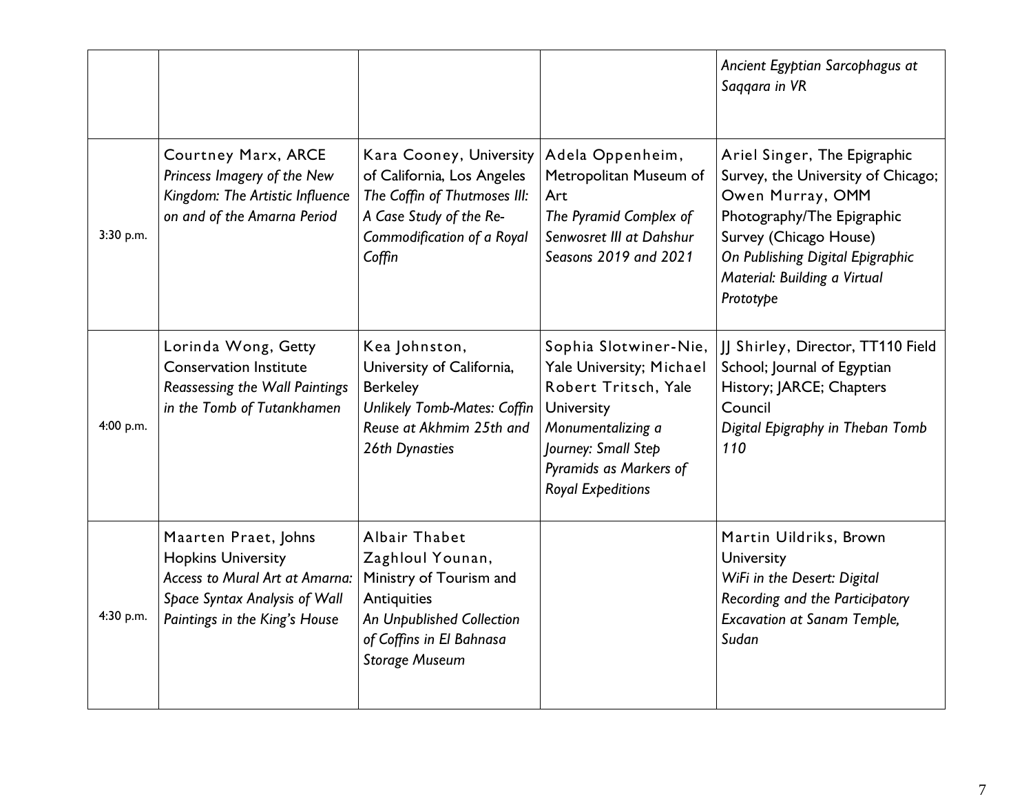| | | | | |
|---|---|---|---|---|
| | | | | *Ancient Egyptian Sarcophagus at Saqqara in VR* |
| 3:30 p.m. | Courtney Marx, ARCE<br>*Princess Imagery of the New Kingdom: The Artistic Influence on and of the Amarna Period* | Kara Cooney, University of California, Los Angeles<br>*The Coffin of Thutmoses III: A Case Study of the Re-Commodification of a Royal Coffin* | Adela Oppenheim, Metropolitan Museum of Art<br>*The Pyramid Complex of Senwosret III at Dahshur Seasons 2019 and 2021* | Ariel Singer, The Epigraphic Survey, the University of Chicago; Owen Murray, OMM Photography/The Epigraphic Survey (Chicago House)<br>*On Publishing Digital Epigraphic Material: Building a Virtual Prototype* |
| 4:00 p.m. | Lorinda Wong, Getty Conservation Institute<br>*Reassessing the Wall Paintings in the Tomb of Tutankhamen* | Kea Johnston, University of California, Berkeley<br>*Unlikely Tomb-Mates: Coffin Reuse at Akhmim 25th and 26th Dynasties* | Sophia Slotwiner-Nie, Yale University; Michael Robert Tritsch, Yale University<br>*Monumentalizing a Journey: Small Step Pyramids as Markers of Royal Expeditions* | JJ Shirley, Director, TT110 Field School; Journal of Egyptian History; JARCE; Chapters Council<br>*Digital Epigraphy in Theban Tomb 110* |
| 4:30 p.m. | Maarten Praet, Johns Hopkins University<br>*Access to Mural Art at Amarna: Space Syntax Analysis of Wall Paintings in the King's House* | Albair Thabet Zaghloul Younan, Ministry of Tourism and Antiquities<br>*An Unpublished Collection of Coffins in El Bahnasa Storage Museum* | | Martin Uildriks, Brown University<br>*WiFi in the Desert: Digital Recording and the Participatory Excavation at Sanam Temple, Sudan* |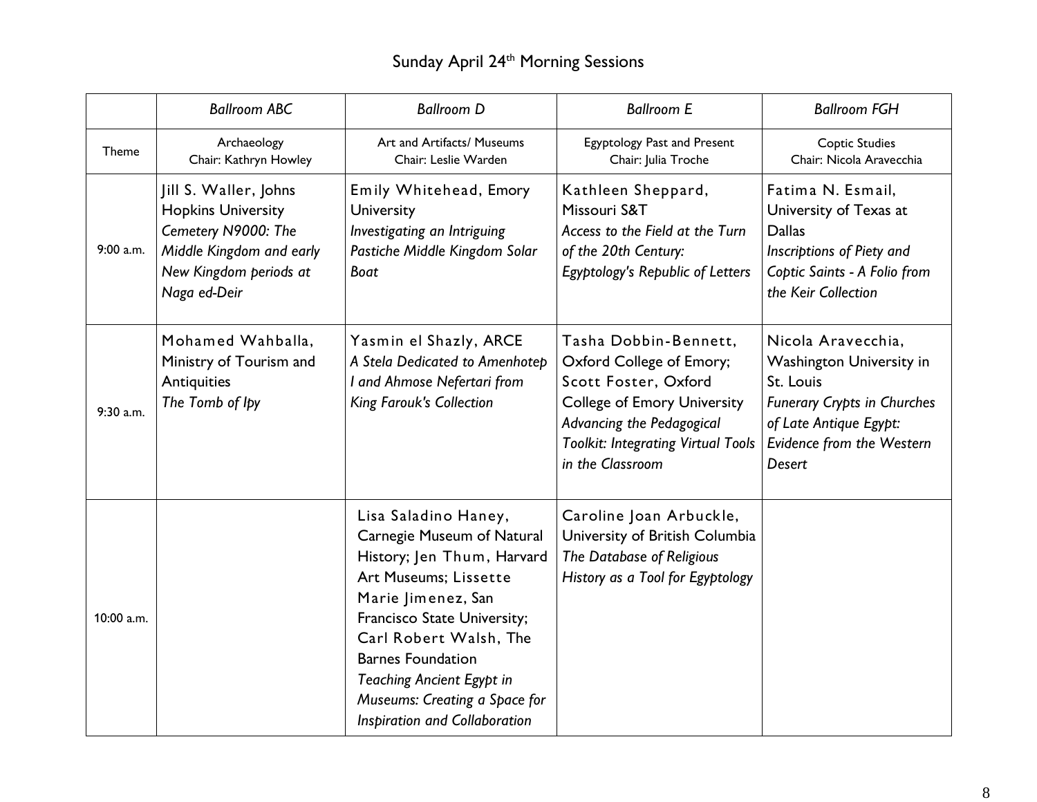# Sunday April 24th Morning Sessions

| | *Ballroom ABC* | *Ballroom D* | *Ballroom E* | *Ballroom FGH* |
|---|---|---|---|---|
| Theme | Archaeology<br>Chair: Kathryn Howley | Art and Artifacts/ Museums<br>Chair: Leslie Warden | Egyptology Past and Present<br>Chair: Julia Troche | Coptic Studies<br>Chair: Nicola Aravecchia |
| 9:00 a.m. | Jill S. Waller, Johns Hopkins University<br>*Cemetery N9000: The Middle Kingdom and early New Kingdom periods at Naga ed-Deir* | Emily Whitehead, Emory University<br>*Investigating an Intriguing Pastiche Middle Kingdom Solar Boat* | Kathleen Sheppard, Missouri S&T<br>*Access to the Field at the Turn of the 20th Century: Egyptology's Republic of Letters* | Fatima N. Esmail, University of Texas at Dallas<br>*Inscriptions of Piety and Coptic Saints - A Folio from the Keir Collection* |
| 9:30 a.m. | Mohamed Wahballa, Ministry of Tourism and Antiquities<br>*The Tomb of Ipy* | Yasmin el Shazly, ARCE<br>*A Stela Dedicated to Amenhotep I and Ahmose Nefertari from King Farouk's Collection* | Tasha Dobbin-Bennett, Oxford College of Emory; Scott Foster, Oxford College of Emory University<br>*Advancing the Pedagogical Toolkit: Integrating Virtual Tools in the Classroom* | Nicola Aravecchia, Washington University in St. Louis<br>*Funerary Crypts in Churches of Late Antique Egypt: Evidence from the Western Desert* |
| 10:00 a.m. | | Lisa Saladino Haney, Carnegie Museum of Natural History; Jen Thum, Harvard Art Museums; Lissette Marie Jimenez, San Francisco State University; Carl Robert Walsh, The Barnes Foundation<br>*Teaching Ancient Egypt in Museums: Creating a Space for Inspiration and Collaboration* | Caroline Joan Arbuckle, University of British Columbia<br>*The Database of Religious History as a Tool for Egyptology* | |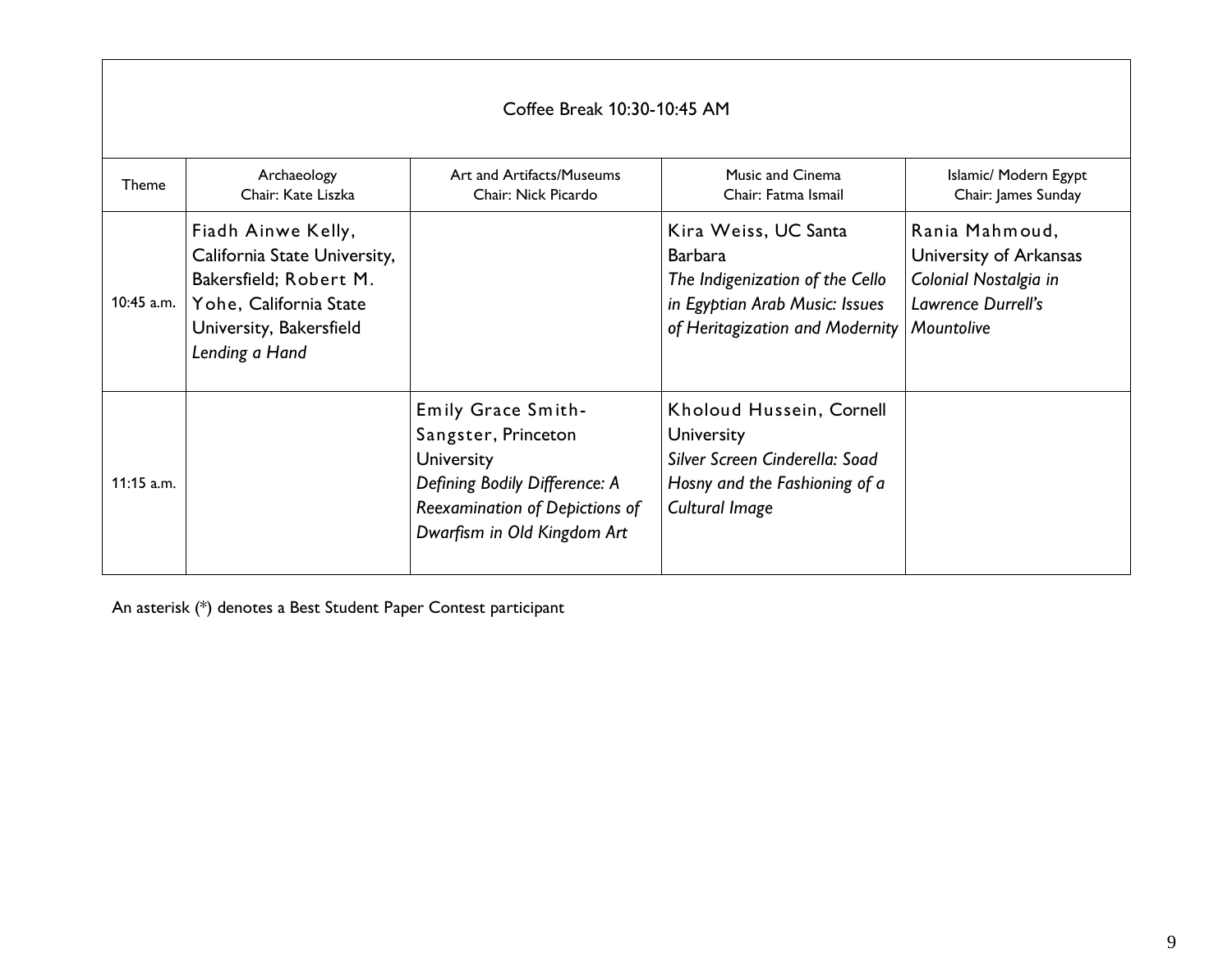Coffee Break 10:30-10:45 AM

| Theme | Archaeology Chair: Kate Liszka | Art and Artifacts/Museums Chair: Nick Picardo | Music and Cinema Chair: Fatma Ismail | Islamic/ Modern Egypt Chair: James Sunday |
|---|---|---|---|---|
| 10:45 a.m. | Fiadh Ainwe Kelly, California State University, Bakersfield; Robert M. Yohe, California State University, Bakersfield *Lending a Hand* | | Kira Weiss, UC Santa Barbara *The Indigenization of the Cello in Egyptian Arab Music: Issues of Heritagization and Modernity* | Rania Mahmoud, University of Arkansas *Colonial Nostalgia in Lawrence Durrell's Mountolive* |
| 11:15 a.m. | | Emily Grace Smith-Sangster, Princeton University *Defining Bodily Difference: A Reexamination of Depictions of Dwarfism in Old Kingdom Art* | Kholoud Hussein, Cornell University *Silver Screen Cinderella: Soad Hosny and the Fashioning of a Cultural Image* | |

An asterisk (*) denotes a Best Student Paper Contest participant